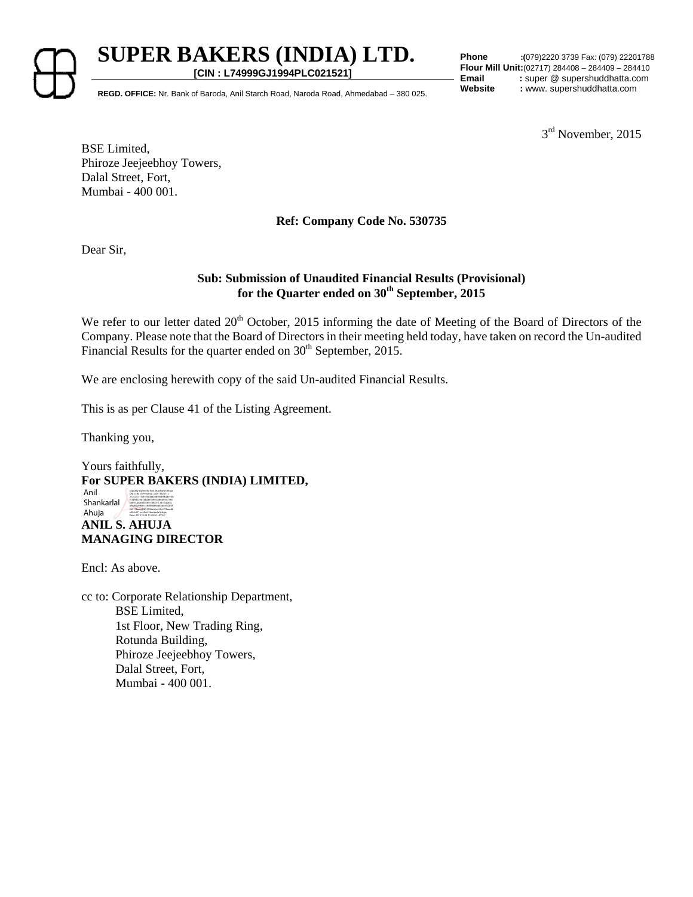# SUPER BAKERS (INDIA) LTD.

**[CIN : L74999GJ1994PLC021521]**

**REGD. OFFICE:** Nr. Bank of Baroda, Anil Starch Road, Naroda Road, Ahmedabad – 380 025.

**Phone** :(079)2220 3739 Fax: (079) 22201788
**Flour Mill Unit:**(02717) 284408 – 284409 – 284410
**Email** : super @ supershuddhatta.com
**Website** : www. supershuddhatta.com

3rd November, 2015

BSE Limited,
Phiroze Jeejeebhoy Towers,
Dalal Street, Fort,
Mumbai - 400 001.

**Ref: Company Code No. 530735**

Dear Sir,

**Sub: Submission of Unaudited Financial Results (Provisional) for the Quarter ended on 30th September, 2015**

We refer to our letter dated 20th October, 2015 informing the date of Meeting of the Board of Directors of the Company. Please note that the Board of Directors in their meeting held today, have taken on record the Un-audited Financial Results for the quarter ended on 30th September, 2015.

We are enclosing herewith copy of the said Un-audited Financial Results.

This is as per Clause 41 of the Listing Agreement.

Thanking you,

Yours faithfully,
**For SUPER BAKERS (INDIA) LIMITED,**

Anil Shankarlal Ahuja

**ANIL S. AHUJA**
**MANAGING DIRECTOR**

Encl: As above.

cc to: Corporate Relationship Department,
BSE Limited,
1st Floor, New Trading Ring,
Rotunda Building,
Phiroze Jeejeebhoy Towers,
Dalal Street, Fort,
Mumbai - 400 001.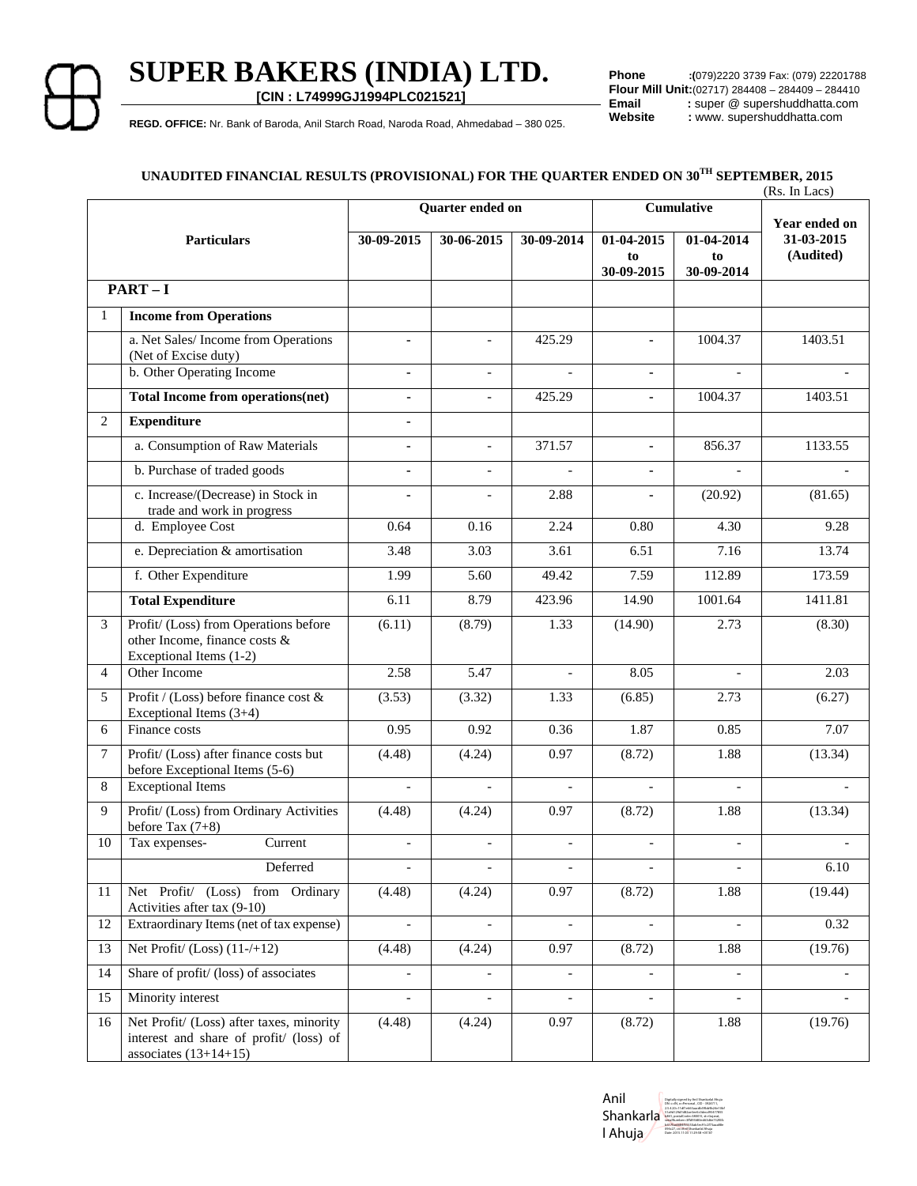# SUPER BAKERS (INDIA) LTD.

**[CIN : L74999GJ1994PLC021521]**

**REGD. OFFICE:** Nr. Bank of Baroda, Anil Starch Road, Naroda Road, Ahmedabad – 380 025.

**Phone** :(079)2220 3739 Fax: (079) 22201788
**Flour Mill Unit:**(02717) 284408 – 284409 – 284410
**Email** : super @ supershuddhatta.com
**Website** : www. supershuddhatta.com

### UNAUDITED FINANCIAL RESULTS (PROVISIONAL) FOR THE QUARTER ENDED ON 30TH SEPTEMBER, 2015

(Rs. In Lacs)

| | Particulars | Quarter ended on | | | Cumulative | | Year ended on 31-03-2015 (Audited) |
|---|---|---|---|---|---|---|---|
| | | 30-09-2015 | 30-06-2015 | 30-09-2014 | 01-04-2015 to 30-09-2015 | 01-04-2014 to 30-09-2014 | |
| **PART – I** | | | | | | | |
| 1 | **Income from Operations** | | | | | | |
| | a. Net Sales/ Income from Operations (Net of Excise duty) | - | - | 425.29 | - | 1004.37 | 1403.51 |
| | b. Other Operating Income | - | - | - | - | - | - |
| | **Total Income from operations(net)** | - | - | 425.29 | - | 1004.37 | 1403.51 |
| 2 | **Expenditure** | - | | | | | |
| | a. Consumption of Raw Materials | - | - | 371.57 | - | 856.37 | 1133.55 |
| | b. Purchase of traded goods | - | - | - | - | - | - |
| | c. Increase/(Decrease) in Stock in trade and work in progress | - | - | 2.88 | - | (20.92) | (81.65) |
| | d. Employee Cost | 0.64 | 0.16 | 2.24 | 0.80 | 4.30 | 9.28 |
| | e. Depreciation & amortisation | 3.48 | 3.03 | 3.61 | 6.51 | 7.16 | 13.74 |
| | f. Other Expenditure | 1.99 | 5.60 | 49.42 | 7.59 | 112.89 | 173.59 |
| | **Total Expenditure** | 6.11 | 8.79 | 423.96 | 14.90 | 1001.64 | 1411.81 |
| 3 | Profit/ (Loss) from Operations before other Income, finance costs & Exceptional Items (1-2) | (6.11) | (8.79) | 1.33 | (14.90) | 2.73 | (8.30) |
| 4 | Other Income | 2.58 | 5.47 | - | 8.05 | - | 2.03 |
| 5 | Profit / (Loss) before finance cost & Exceptional Items (3+4) | (3.53) | (3.32) | 1.33 | (6.85) | 2.73 | (6.27) |
| 6 | Finance costs | 0.95 | 0.92 | 0.36 | 1.87 | 0.85 | 7.07 |
| 7 | Profit/ (Loss) after finance costs but before Exceptional Items (5-6) | (4.48) | (4.24) | 0.97 | (8.72) | 1.88 | (13.34) |
| 8 | Exceptional Items | - | - | - | - | - | - |
| 9 | Profit/ (Loss) from Ordinary Activities before Tax (7+8) | (4.48) | (4.24) | 0.97 | (8.72) | 1.88 | (13.34) |
| 10 | Tax expenses- Current | - | - | - | - | - | - |
| | Deferred | - | - | - | - | - | 6.10 |
| 11 | Net Profit/ (Loss) from Ordinary Activities after tax (9-10) | (4.48) | (4.24) | 0.97 | (8.72) | 1.88 | (19.44) |
| 12 | Extraordinary Items (net of tax expense) | - | - | - | - | - | 0.32 |
| 13 | Net Profit/ (Loss) (11-/+12) | (4.48) | (4.24) | 0.97 | (8.72) | 1.88 | (19.76) |
| 14 | Share of profit/ (loss) of associates | - | - | - | - | - | - |
| 15 | Minority interest | - | - | - | - | - | - |
| 16 | Net Profit/ (Loss) after taxes, minority interest and share of profit/ (loss) of associates (13+14+15) | (4.48) | (4.24) | 0.97 | (8.72) | 1.88 | (19.76) |

Anil Shankarlal Ahuja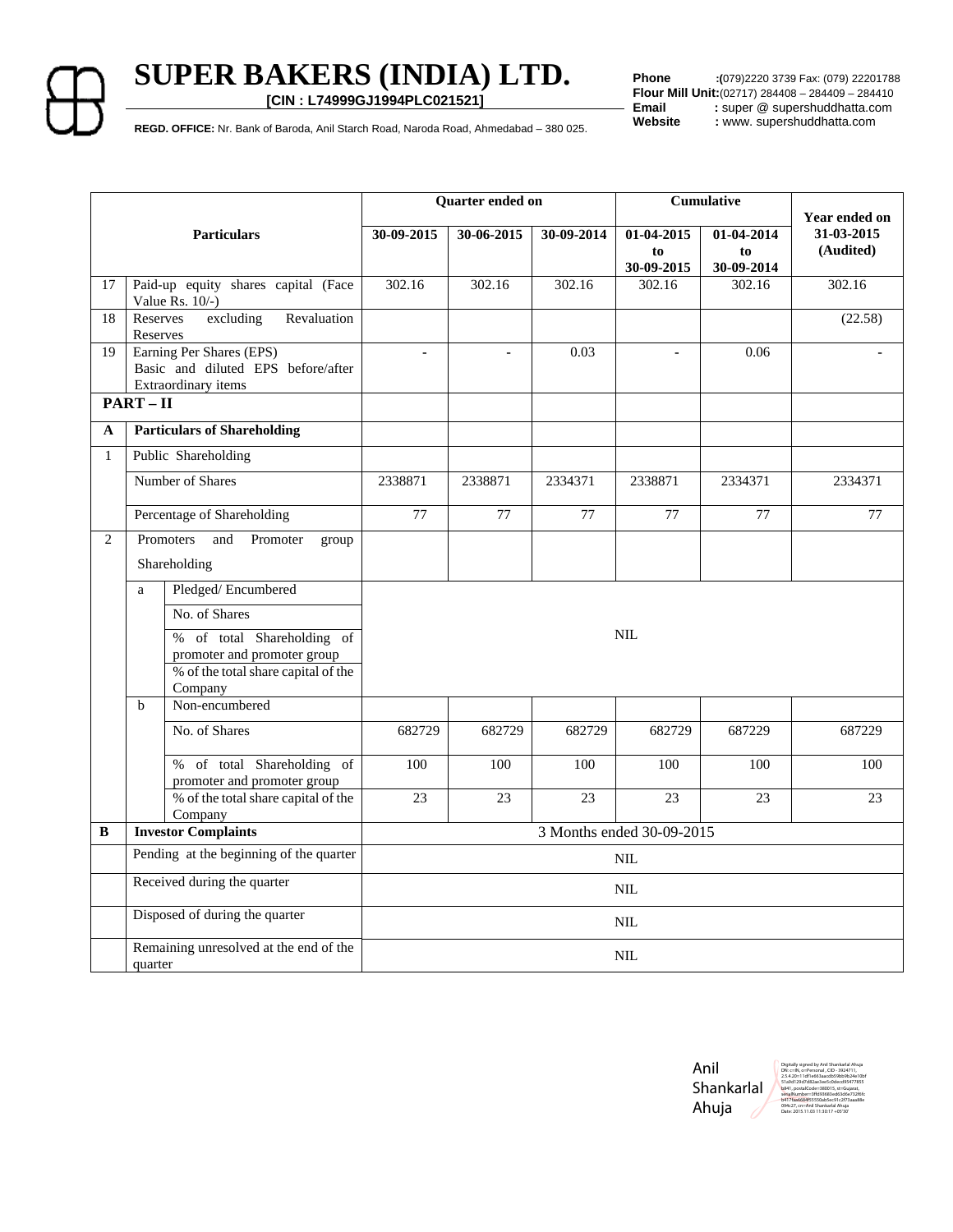# SUPER BAKERS (INDIA) LTD.

**[CIN : L74999GJ1994PLC021521]**

**REGD. OFFICE:** Nr. Bank of Baroda, Anil Starch Road, Naroda Road, Ahmedabad – 380 025.

**Phone** :(079)2220 3739 Fax: (079) 22201788
**Flour Mill Unit:**(02717) 284408 – 284409 – 284410
**Email** : super @ supershuddhatta.com
**Website** : www. supershuddhatta.com

| | | | Quarter ended on | | | Cumulative | | Year ended on 31-03-2015 (Audited) |
|---|---|---|---|---|---|---|---|---|
| **Particulars** | | | **30-09-2015** | **30-06-2015** | **30-09-2014** | **01-04-2015 to 30-09-2015** | **01-04-2014 to 30-09-2014** | |
| 17 | Paid-up equity shares capital (Face Value Rs. 10/-) | | 302.16 | 302.16 | 302.16 | 302.16 | 302.16 | 302.16 |
| 18 | Reserves excluding Revaluation Reserves | | | | | | | (22.58) |
| 19 | Earning Per Shares (EPS) Basic and diluted EPS before/after Extraordinary items | | - | - | 0.03 | - | 0.06 | - |
| **PART – II** | | | | | | | | |
| **A** | **Particulars of Shareholding** | | | | | | | |
| 1 | Public Shareholding | | | | | | | |
| | Number of Shares | | 2338871 | 2338871 | 2334371 | 2338871 | 2334371 | 2334371 |
| | Percentage of Shareholding | | 77 | 77 | 77 | 77 | 77 | 77 |
| 2 | Promoters and Promoter group Shareholding | | | | | | | |
| | a | Pledged/ Encumbered | NIL | | | | | |
| | | No. of Shares | | | | | | |
| | | % of total Shareholding of promoter and promoter group | | | | | | |
| | | % of the total share capital of the Company | | | | | | |
| | b | Non-encumbered | | | | | | |
| | | No. of Shares | 682729 | 682729 | 682729 | 682729 | 687229 | 687229 |
| | | % of total Shareholding of promoter and promoter group | 100 | 100 | 100 | 100 | 100 | 100 |
| | | % of the total share capital of the Company | 23 | 23 | 23 | 23 | 23 | 23 |
| **B** | **Investor Complaints** | | 3 Months ended 30-09-2015 | | | | | |
| | Pending at the beginning of the quarter | | NIL | | | | | |
| | Received during the quarter | | NIL | | | | | |
| | Disposed of during the quarter | | NIL | | | | | |
| | Remaining unresolved at the end of the quarter | | NIL | | | | | |

Anil Shankarlal Ahuja

Digitally signed by Anil Shankarlal Ahuja
Date: 2015.11.03 11:10:17 +05'30'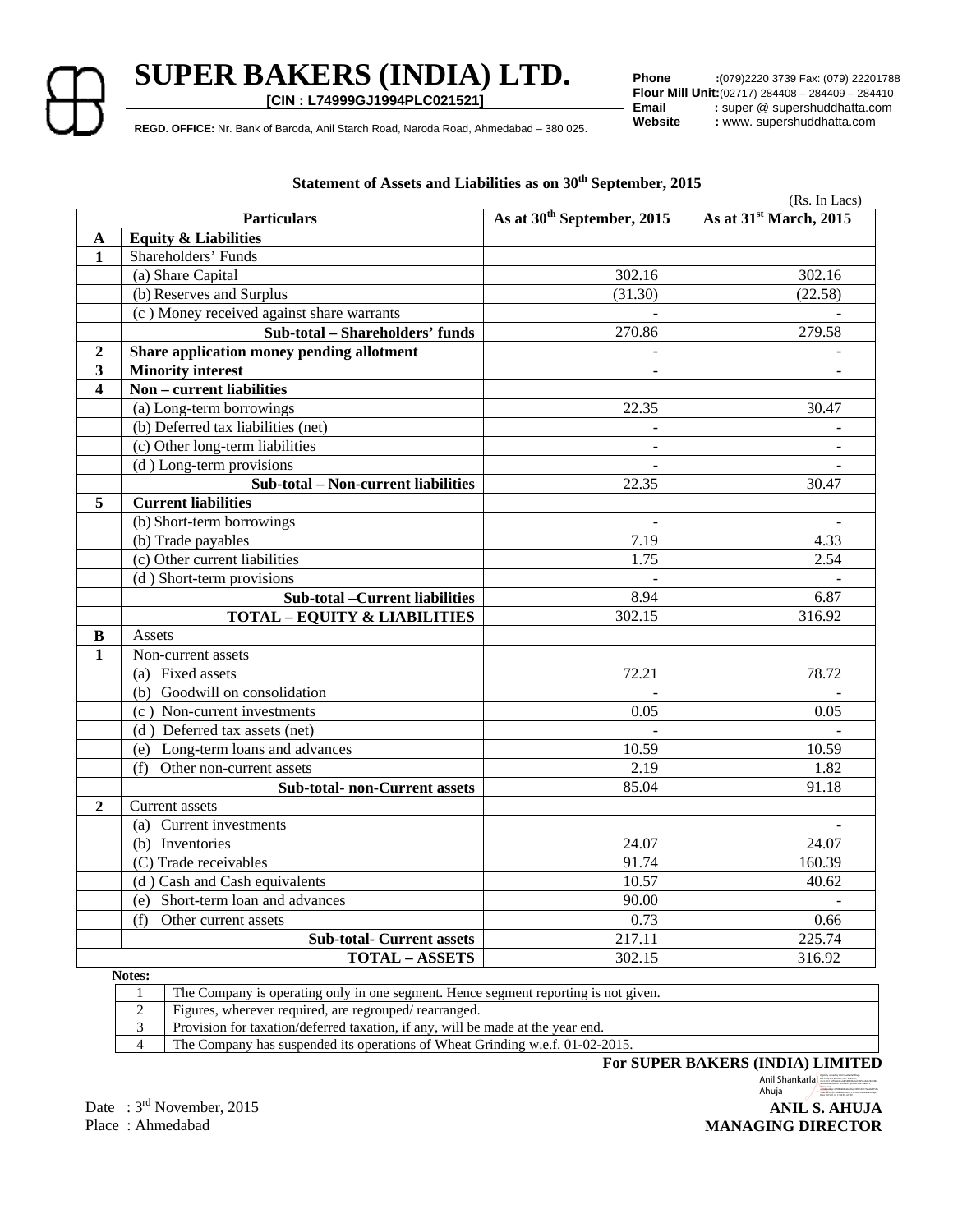# SUPER BAKERS (INDIA) LTD.

**[CIN : L74999GJ1994PLC021521]**

**REGD. OFFICE:** Nr. Bank of Baroda, Anil Starch Road, Naroda Road, Ahmedabad – 380 025.

**Phone** :(079)2220 3739 Fax: (079) 22201788
**Flour Mill Unit:**(02717) 284408 – 284409 – 284410
**Email** : super @ supershuddhatta.com
**Website** : www. supershuddhatta.com

**Statement of Assets and Liabilities as on 30th September, 2015**

(Rs. In Lacs)

| | Particulars | As at 30th September, 2015 | As at 31st March, 2015 |
|---|---|---|---|
| **A** | **Equity & Liabilities** | | |
| **1** | Shareholders' Funds | | |
| | (a) Share Capital | 302.16 | 302.16 |
| | (b) Reserves and Surplus | (31.30) | (22.58) |
| | (c ) Money received against share warrants | - | - |
| | **Sub-total – Shareholders' funds** | 270.86 | 279.58 |
| **2** | **Share application money pending allotment** | - | - |
| **3** | **Minority interest** | - | - |
| **4** | **Non – current liabilities** | | |
| | (a) Long-term borrowings | 22.35 | 30.47 |
| | (b) Deferred tax liabilities (net) | - | - |
| | (c) Other long-term liabilities | - | - |
| | (d ) Long-term provisions | - | - |
| | **Sub-total – Non-current liabilities** | 22.35 | 30.47 |
| **5** | **Current liabilities** | | |
| | (b) Short-term borrowings | - | - |
| | (b) Trade payables | 7.19 | 4.33 |
| | (c) Other current liabilities | 1.75 | 2.54 |
| | (d ) Short-term provisions | - | - |
| | **Sub-total –Current liabilities** | 8.94 | 6.87 |
| | **TOTAL – EQUITY & LIABILITIES** | 302.15 | 316.92 |
| **B** | Assets | | |
| **1** | Non-current assets | | |
| | (a) Fixed assets | 72.21 | 78.72 |
| | (b) Goodwill on consolidation | - | - |
| | (c ) Non-current investments | 0.05 | 0.05 |
| | (d ) Deferred tax assets (net) | - | - |
| | (e) Long-term loans and advances | 10.59 | 10.59 |
| | (f) Other non-current assets | 2.19 | 1.82 |
| | **Sub-total- non-Current assets** | 85.04 | 91.18 |
| **2** | Current assets | | |
| | (a) Current investments | | - |
| | (b) Inventories | 24.07 | 24.07 |
| | (C) Trade receivables | 91.74 | 160.39 |
| | (d ) Cash and Cash equivalents | 10.57 | 40.62 |
| | (e) Short-term loan and advances | 90.00 | - |
| | (f) Other current assets | 0.73 | 0.66 |
| | **Sub-total- Current assets** | 217.11 | 225.74 |
| | **TOTAL – ASSETS** | 302.15 | 316.92 |

**Notes:**

| | |
|---|---|
| 1 | The Company is operating only in one segment. Hence segment reporting is not given. |
| 2 | Figures, wherever required, are regrouped/ rearranged. |
| 3 | Provision for taxation/deferred taxation, if any, will be made at the year end. |
| 4 | The Company has suspended its operations of Wheat Grinding w.e.f. 01-02-2015. |

**For SUPER BAKERS (INDIA) LIMITED**

Anil Shankarlal Ahuja

Date : 3rd November, 2015
Place : Ahmedabad

**ANIL S. AHUJA**
**MANAGING DIRECTOR**